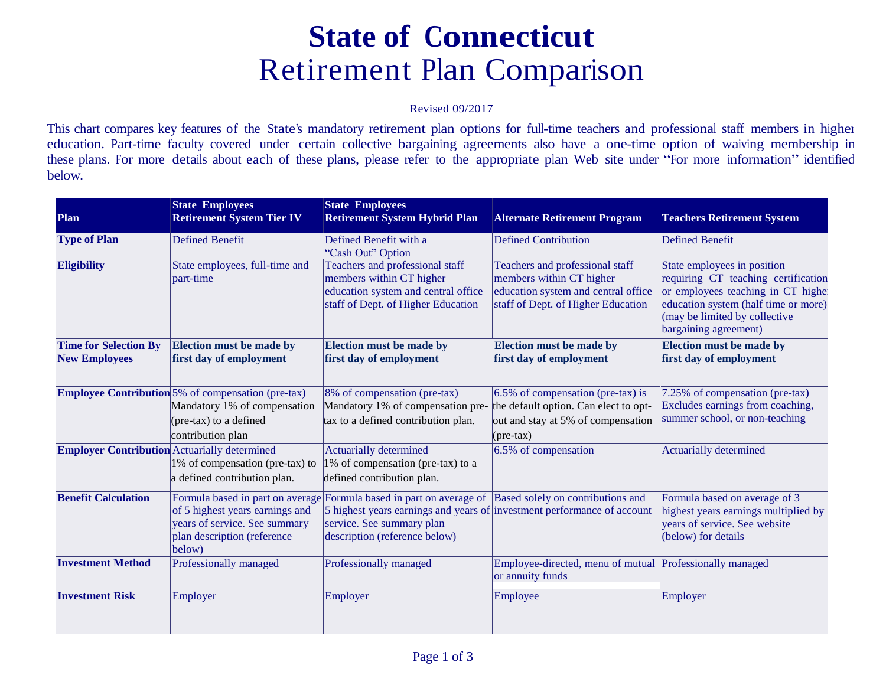# State of Connecticut
# Retirement Plan Comparison

Revised 09/2017

This chart compares key features of the State's mandatory retirement plan options for full-time teachers and professional staff members in higher education. Part-time faculty covered under certain collective bargaining agreements also have a one-time option of waiving membership in these plans. For more details about each of these plans, please refer to the appropriate plan Web site under "For more information" identified below.

| Plan | State Employees Retirement System Tier IV | State Employees Retirement System Hybrid Plan | Alternate Retirement Program | Teachers Retirement System |
|---|---|---|---|---|
| **Type of Plan** | Defined Benefit | Defined Benefit with a "Cash Out" Option | Defined Contribution | Defined Benefit |
| **Eligibility** | State employees, full-time and part-time | Teachers and professional staff members within CT higher education system and central office staff of Dept. of Higher Education | Teachers and professional staff members within CT higher education system and central office staff of Dept. of Higher Education | State employees in position requiring CT teaching certification or employees teaching in CT higher education system (half time or more) (may be limited by collective bargaining agreement) |
| **Time for Selection By New Employees** | **Election must be made by first day of employment** | **Election must be made by first day of employment** | **Election must be made by first day of employment** | **Election must be made by first day of employment** |
| **Employee Contribution** | 5% of compensation (pre-tax) Mandatory 1% of compensation (pre-tax) to a defined contribution plan | 8% of compensation (pre-tax) Mandatory 1% of compensation pre-tax to a defined contribution plan. | 6.5% of compensation (pre-tax) is the default option. Can elect to opt-out and stay at 5% of compensation (pre-tax) | 7.25% of compensation (pre-tax) Excludes earnings from coaching, summer school, or non-teaching |
| **Employer Contribution** | Actuarially determined 1% of compensation (pre-tax) to a defined contribution plan. | Actuarially determined 1% of compensation (pre-tax) to a defined contribution plan. | 6.5% of compensation | Actuarially determined |
| **Benefit Calculation** | Formula based in part on average of 5 highest years earnings and years of service. See summary plan description (reference below) | Formula based in part on average of 5 highest years earnings and years of service. See summary plan description (reference below) | Based solely on contributions and investment performance of account | Formula based on average of 3 highest years earnings multiplied by years of service. See website (below) for details |
| **Investment Method** | Professionally managed | Professionally managed | Employee-directed, menu of mutual or annuity funds | Professionally managed |
| **Investment Risk** | Employer | Employer | Employee | Employer |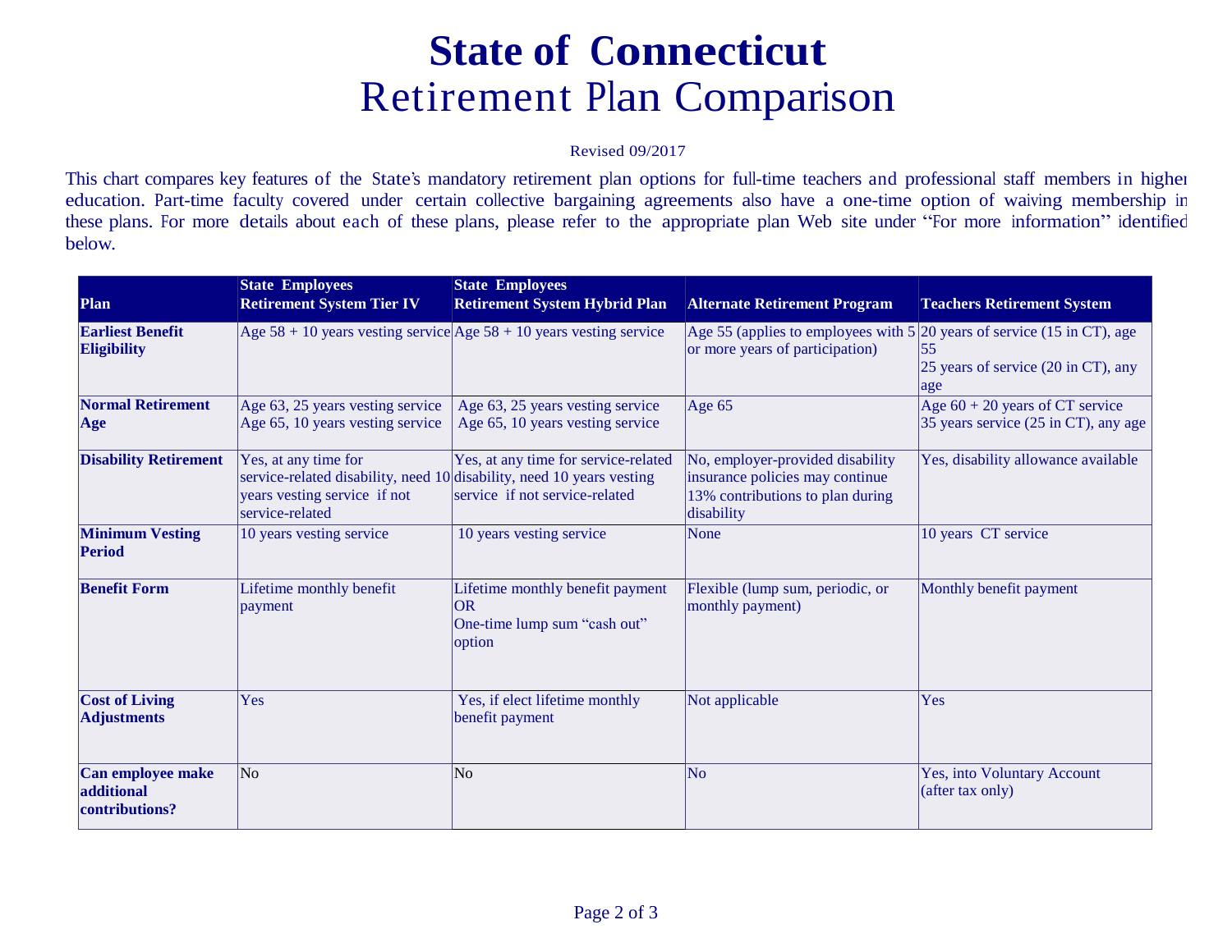# State of Connecticut

## Retirement Plan Comparison

Revised 09/2017

This chart compares key features of the State's mandatory retirement plan options for full-time teachers and professional staff members in higher education. Part-time faculty covered under certain collective bargaining agreements also have a one-time option of waiving membership in these plans. For more details about each of these plans, please refer to the appropriate plan Web site under "For more information" identified below.

| Plan | State Employees Retirement System Tier IV | State Employees Retirement System Hybrid Plan | Alternate Retirement Program | Teachers Retirement System |
|---|---|---|---|---|
| **Earliest Benefit Eligibility** | Age 58 + 10 years vesting service | Age 58 + 10 years vesting service | Age 55 (applies to employees with 5 or more years of participation) | 20 years of service (15 in CT), age 55<br>25 years of service (20 in CT), any age |
| **Normal Retirement Age** | Age 63, 25 years vesting service<br>Age 65, 10 years vesting service | Age 63, 25 years vesting service<br>Age 65, 10 years vesting service | Age 65 | Age 60 + 20 years of CT service<br>35 years service (25 in CT), any age |
| **Disability Retirement** | Yes, at any time for service-related disability, need 10 years vesting service if not service-related | Yes, at any time for service-related disability, need 10 years vesting service if not service-related | No, employer-provided disability insurance policies may continue 13% contributions to plan during disability | Yes, disability allowance available |
| **Minimum Vesting Period** | 10 years vesting service | 10 years vesting service | None | 10 years CT service |
| **Benefit Form** | Lifetime monthly benefit payment | Lifetime monthly benefit payment<br>OR<br>One-time lump sum "cash out" option | Flexible (lump sum, periodic, or monthly payment) | Monthly benefit payment |
| **Cost of Living Adjustments** | Yes | Yes, if elect lifetime monthly benefit payment | Not applicable | Yes |
| **Can employee make additional contributions?** | No | No | No | Yes, into Voluntary Account (after tax only) |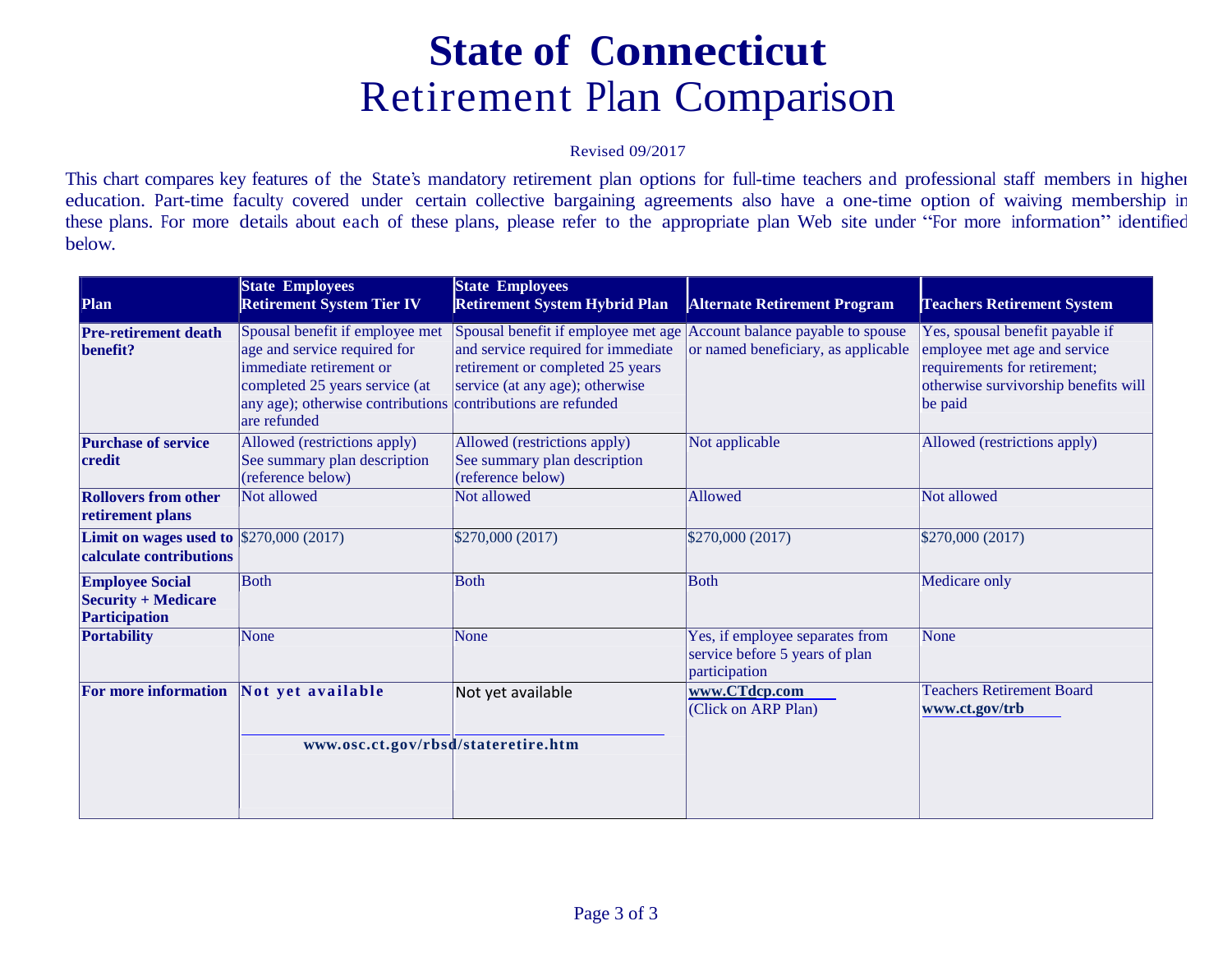# State of Connecticut
## Retirement Plan Comparison

Revised 09/2017

This chart compares key features of the State's mandatory retirement plan options for full-time teachers and professional staff members in higher education. Part-time faculty covered under certain collective bargaining agreements also have a one-time option of waiving membership in these plans. For more details about each of these plans, please refer to the appropriate plan Web site under "For more information" identified below.

| Plan | State Employees Retirement System Tier IV | State Employees Retirement System Hybrid Plan | Alternate Retirement Program | Teachers Retirement System |
|---|---|---|---|---|
| **Pre-retirement death benefit?** | Spousal benefit if employee met age and service required for immediate retirement or completed 25 years service (at any age); otherwise contributions are refunded | Spousal benefit if employee met age and service required for immediate retirement or completed 25 years service (at any age); otherwise contributions are refunded | Account balance payable to spouse or named beneficiary, as applicable | Yes, spousal benefit payable if employee met age and service requirements for retirement; otherwise survivorship benefits will be paid |
| **Purchase of service credit** | Allowed (restrictions apply) See summary plan description (reference below) | Allowed (restrictions apply) See summary plan description (reference below) | Not applicable | Allowed (restrictions apply) |
| **Rollovers from other retirement plans** | Not allowed | Not allowed | Allowed | Not allowed |
| **Limit on wages used to calculate contributions** | $270,000 (2017) | $270,000 (2017) | $270,000 (2017) | $270,000 (2017) |
| **Employee Social Security + Medicare Participation** | Both | Both | Both | Medicare only |
| **Portability** | None | None | Yes, if employee separates from service before 5 years of plan participation | None |
| **For more information** | Not yet available<br>www.osc.ct.gov/rbsd/stateretire.htm | Not yet available<br>www.osc.ct.gov/rbsd/stateretire.htm | www.CTdcp.com (Click on ARP Plan) | Teachers Retirement Board www.ct.gov/trb |